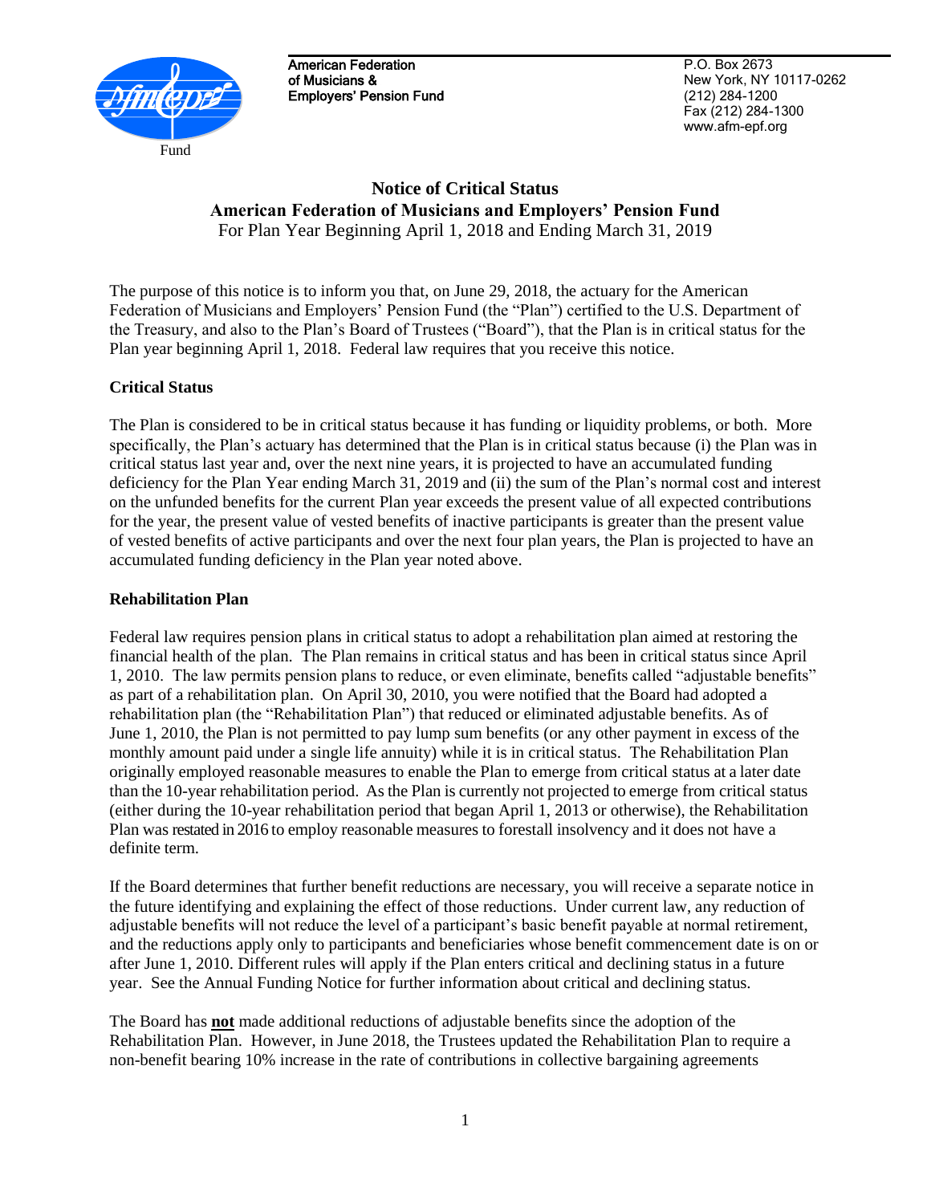American Federation of Musicians & Employers' Pension Fund

P.O. Box 2673
New York, NY 10117-0262
(212) 284-1200
Fax (212) 284-1300
www.afm-epf.org

Fund

# Notice of Critical Status
## American Federation of Musicians and Employers' Pension Fund
For Plan Year Beginning April 1, 2018 and Ending March 31, 2019

The purpose of this notice is to inform you that, on June 29, 2018, the actuary for the American Federation of Musicians and Employers' Pension Fund (the "Plan") certified to the U.S. Department of the Treasury, and also to the Plan's Board of Trustees ("Board"), that the Plan is in critical status for the Plan year beginning April 1, 2018. Federal law requires that you receive this notice.

**Critical Status**

The Plan is considered to be in critical status because it has funding or liquidity problems, or both. More specifically, the Plan's actuary has determined that the Plan is in critical status because (i) the Plan was in critical status last year and, over the next nine years, it is projected to have an accumulated funding deficiency for the Plan Year ending March 31, 2019 and (ii) the sum of the Plan's normal cost and interest on the unfunded benefits for the current Plan year exceeds the present value of all expected contributions for the year, the present value of vested benefits of inactive participants is greater than the present value of vested benefits of active participants and over the next four plan years, the Plan is projected to have an accumulated funding deficiency in the Plan year noted above.

**Rehabilitation Plan**

Federal law requires pension plans in critical status to adopt a rehabilitation plan aimed at restoring the financial health of the plan. The Plan remains in critical status and has been in critical status since April 1, 2010. The law permits pension plans to reduce, or even eliminate, benefits called "adjustable benefits" as part of a rehabilitation plan. On April 30, 2010, you were notified that the Board had adopted a rehabilitation plan (the "Rehabilitation Plan") that reduced or eliminated adjustable benefits. As of June 1, 2010, the Plan is not permitted to pay lump sum benefits (or any other payment in excess of the monthly amount paid under a single life annuity) while it is in critical status. The Rehabilitation Plan originally employed reasonable measures to enable the Plan to emerge from critical status at a later date than the 10-year rehabilitation period. As the Plan is currently not projected to emerge from critical status (either during the 10-year rehabilitation period that began April 1, 2013 or otherwise), the Rehabilitation Plan was restated in 2016 to employ reasonable measures to forestall insolvency and it does not have a definite term.

If the Board determines that further benefit reductions are necessary, you will receive a separate notice in the future identifying and explaining the effect of those reductions. Under current law, any reduction of adjustable benefits will not reduce the level of a participant's basic benefit payable at normal retirement, and the reductions apply only to participants and beneficiaries whose benefit commencement date is on or after June 1, 2010. Different rules will apply if the Plan enters critical and declining status in a future year. See the Annual Funding Notice for further information about critical and declining status.

The Board has **not** made additional reductions of adjustable benefits since the adoption of the Rehabilitation Plan. However, in June 2018, the Trustees updated the Rehabilitation Plan to require a non-benefit bearing 10% increase in the rate of contributions in collective bargaining agreements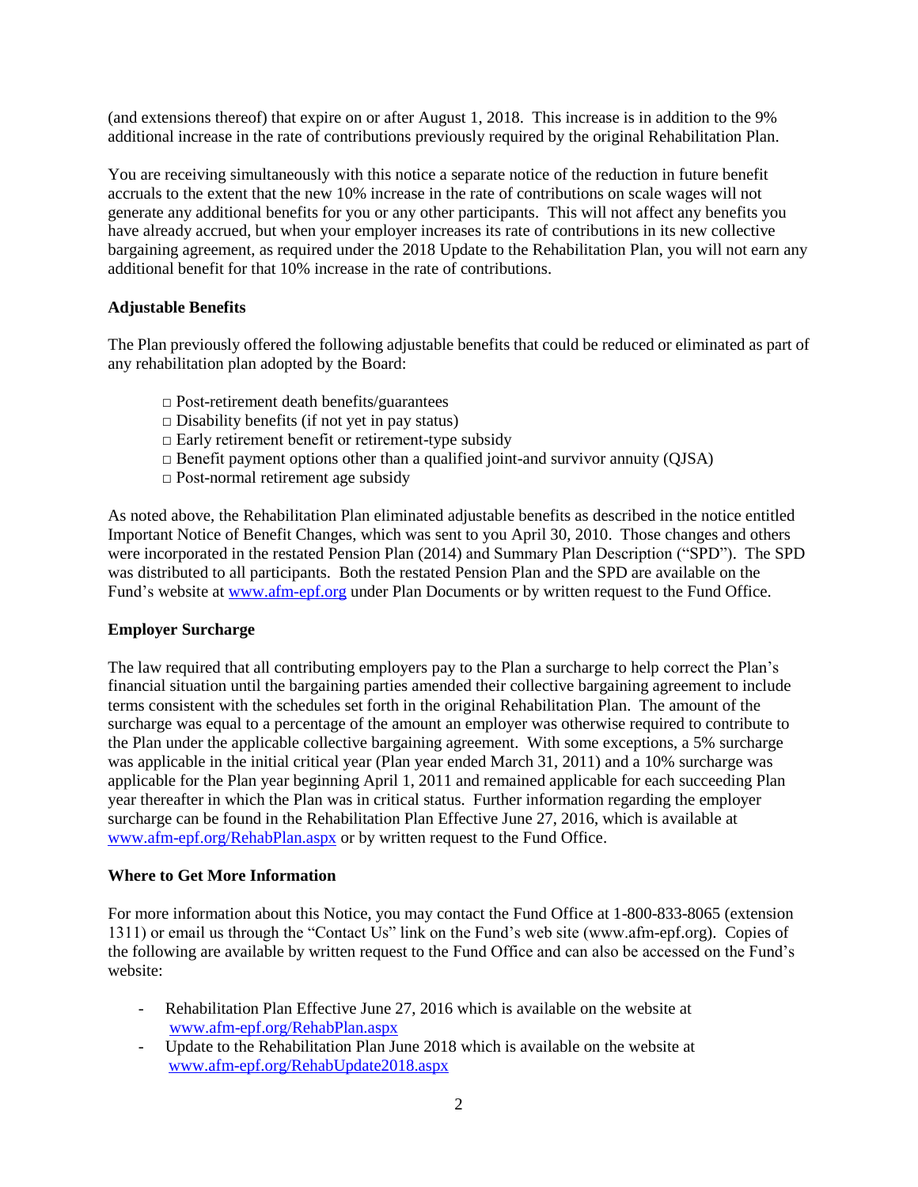(and extensions thereof) that expire on or after August 1, 2018. This increase is in addition to the 9% additional increase in the rate of contributions previously required by the original Rehabilitation Plan.

You are receiving simultaneously with this notice a separate notice of the reduction in future benefit accruals to the extent that the new 10% increase in the rate of contributions on scale wages will not generate any additional benefits for you or any other participants. This will not affect any benefits you have already accrued, but when your employer increases its rate of contributions in its new collective bargaining agreement, as required under the 2018 Update to the Rehabilitation Plan, you will not earn any additional benefit for that 10% increase in the rate of contributions.

**Adjustable Benefits**

The Plan previously offered the following adjustable benefits that could be reduced or eliminated as part of any rehabilitation plan adopted by the Board:

- □ Post-retirement death benefits/guarantees
- □ Disability benefits (if not yet in pay status)
- □ Early retirement benefit or retirement-type subsidy
- □ Benefit payment options other than a qualified joint-and survivor annuity (QJSA)
- □ Post-normal retirement age subsidy

As noted above, the Rehabilitation Plan eliminated adjustable benefits as described in the notice entitled Important Notice of Benefit Changes, which was sent to you April 30, 2010. Those changes and others were incorporated in the restated Pension Plan (2014) and Summary Plan Description ("SPD"). The SPD was distributed to all participants. Both the restated Pension Plan and the SPD are available on the Fund's website at www.afm-epf.org under Plan Documents or by written request to the Fund Office.

**Employer Surcharge**

The law required that all contributing employers pay to the Plan a surcharge to help correct the Plan's financial situation until the bargaining parties amended their collective bargaining agreement to include terms consistent with the schedules set forth in the original Rehabilitation Plan. The amount of the surcharge was equal to a percentage of the amount an employer was otherwise required to contribute to the Plan under the applicable collective bargaining agreement. With some exceptions, a 5% surcharge was applicable in the initial critical year (Plan year ended March 31, 2011) and a 10% surcharge was applicable for the Plan year beginning April 1, 2011 and remained applicable for each succeeding Plan year thereafter in which the Plan was in critical status. Further information regarding the employer surcharge can be found in the Rehabilitation Plan Effective June 27, 2016, which is available at www.afm-epf.org/RehabPlan.aspx or by written request to the Fund Office.

**Where to Get More Information**

For more information about this Notice, you may contact the Fund Office at 1-800-833-8065 (extension 1311) or email us through the "Contact Us" link on the Fund's web site (www.afm-epf.org). Copies of the following are available by written request to the Fund Office and can also be accessed on the Fund's website:

- Rehabilitation Plan Effective June 27, 2016 which is available on the website at www.afm-epf.org/RehabPlan.aspx
- Update to the Rehabilitation Plan June 2018 which is available on the website at www.afm-epf.org/RehabUpdate2018.aspx